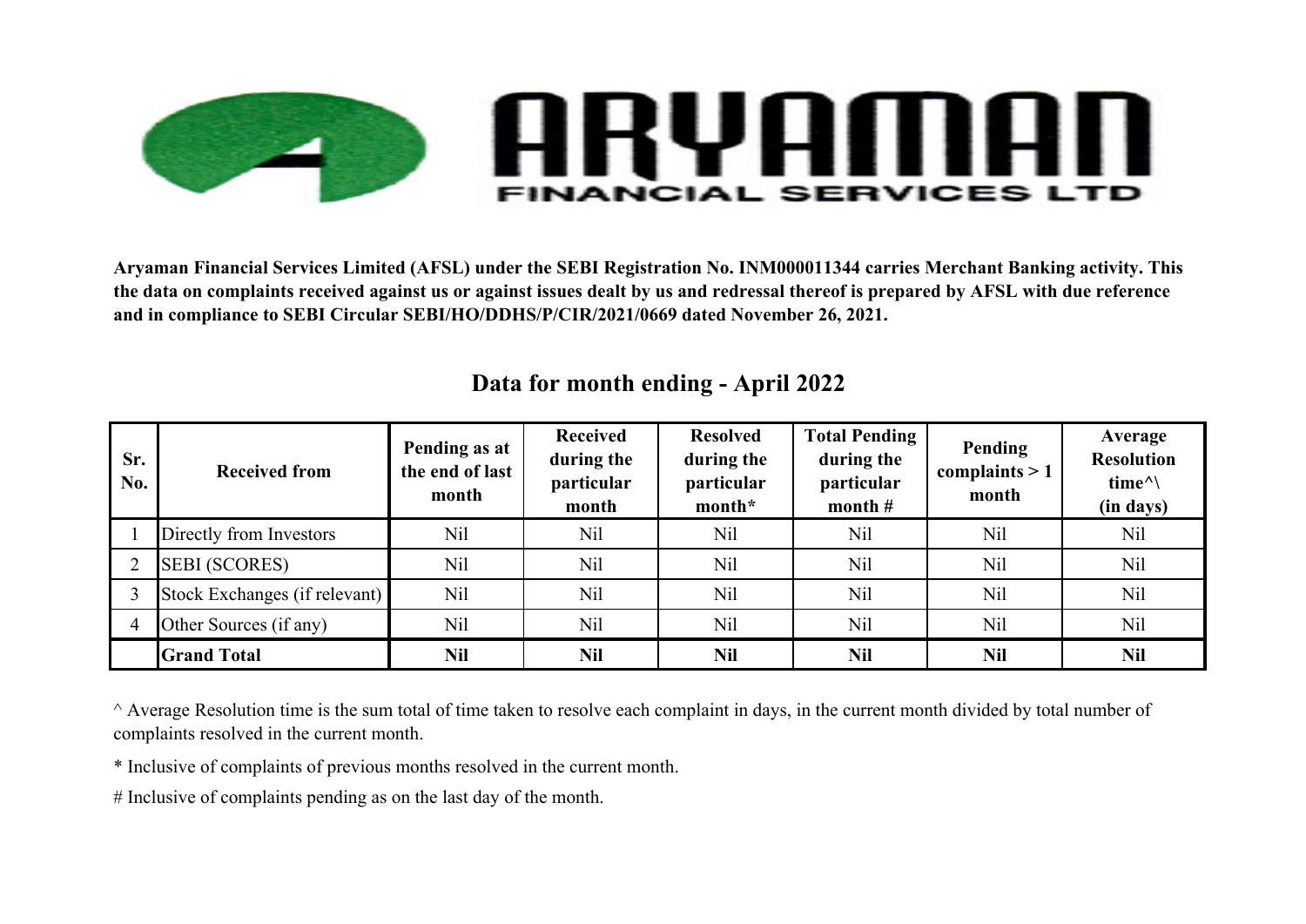# ARYAMAN FINANCIAL SERVICES LTD

**Aryaman Financial Services Limited (AFSL) under the SEBI Registration No. INM000011344 carries Merchant Banking activity. This the data on complaints received against us or against issues dealt by us and redressal thereof is prepared by AFSL with due reference and in compliance to SEBI Circular SEBI/HO/DDHS/P/CIR/2021/0669 dated November 26, 2021.**

## Data for month ending - April 2022

| Sr. No. | Received from | Pending as at the end of last month | Received during the particular month | Resolved during the particular month* | Total Pending during the particular month # | Pending complaints > 1 month | Average Resolution time^\ (in days) |
|---|---|---|---|---|---|---|---|
| 1 | Directly from Investors | Nil | Nil | Nil | Nil | Nil | Nil |
| 2 | SEBI (SCORES) | Nil | Nil | Nil | Nil | Nil | Nil |
| 3 | Stock Exchanges (if relevant) | Nil | Nil | Nil | Nil | Nil | Nil |
| 4 | Other Sources (if any) | Nil | Nil | Nil | Nil | Nil | Nil |
| | **Grand Total** | **Nil** | **Nil** | **Nil** | **Nil** | **Nil** | **Nil** |

^ Average Resolution time is the sum total of time taken to resolve each complaint in days, in the current month divided by total number of complaints resolved in the current month.

* Inclusive of complaints of previous months resolved in the current month.

# Inclusive of complaints pending as on the last day of the month.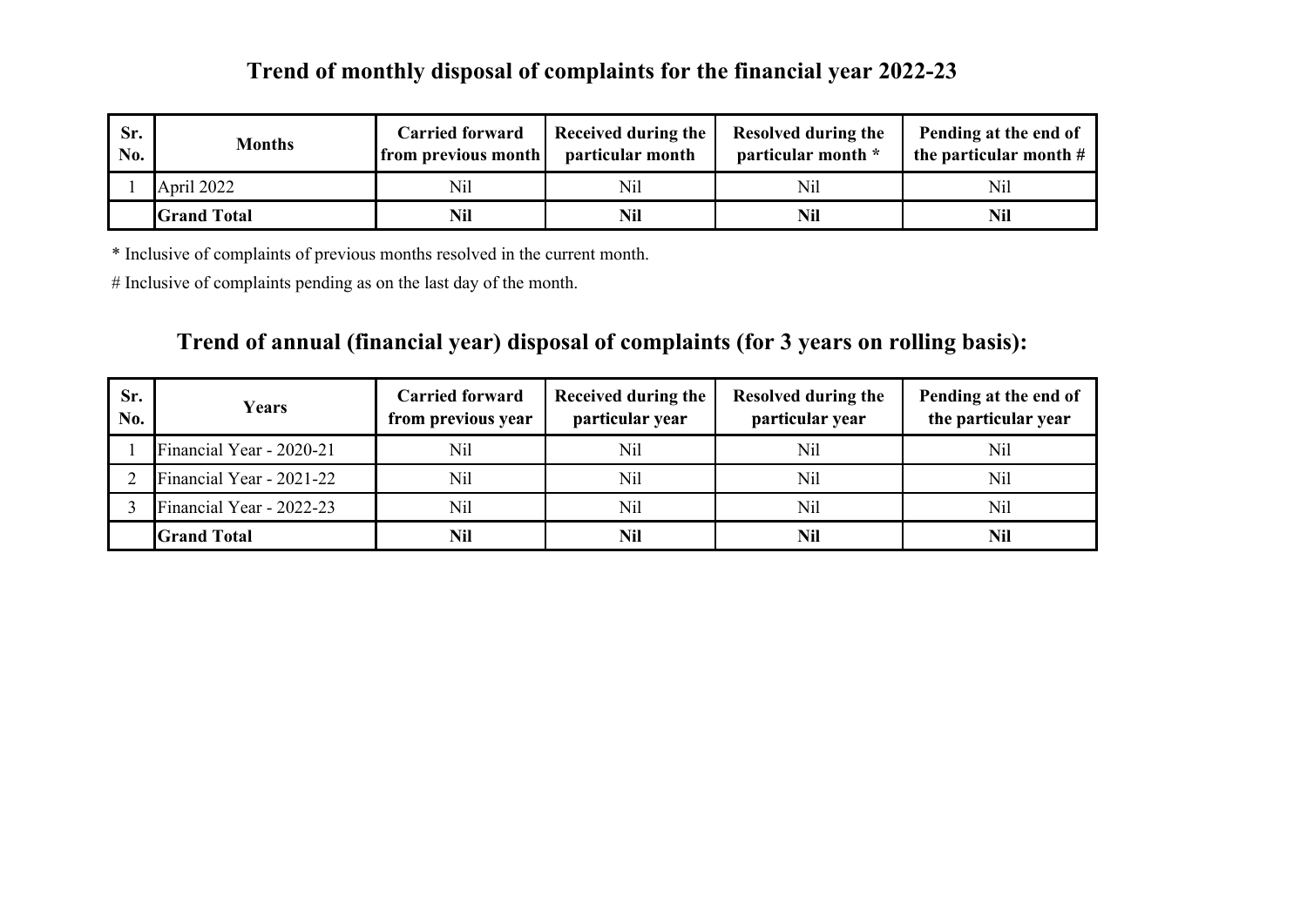## Trend of monthly disposal of complaints for the financial year 2022-23

| Sr. No. | Months | Carried forward from previous month | Received during the particular month | Resolved during the particular month * | Pending at the end of the particular month # |
|---|---|---|---|---|---|
| 1 | April 2022 | Nil | Nil | Nil | Nil |
| | **Grand Total** | **Nil** | **Nil** | **Nil** | **Nil** |

* Inclusive of complaints of previous months resolved in the current month.

# Inclusive of complaints pending as on the last day of the month.

## Trend of annual (financial year) disposal of complaints (for 3 years on rolling basis):

| Sr. No. | Years | Carried forward from previous year | Received during the particular year | Resolved during the particular year | Pending at the end of the particular year |
|---|---|---|---|---|---|
| 1 | Financial Year - 2020-21 | Nil | Nil | Nil | Nil |
| 2 | Financial Year - 2021-22 | Nil | Nil | Nil | Nil |
| 3 | Financial Year - 2022-23 | Nil | Nil | Nil | Nil |
| | **Grand Total** | **Nil** | **Nil** | **Nil** | **Nil** |